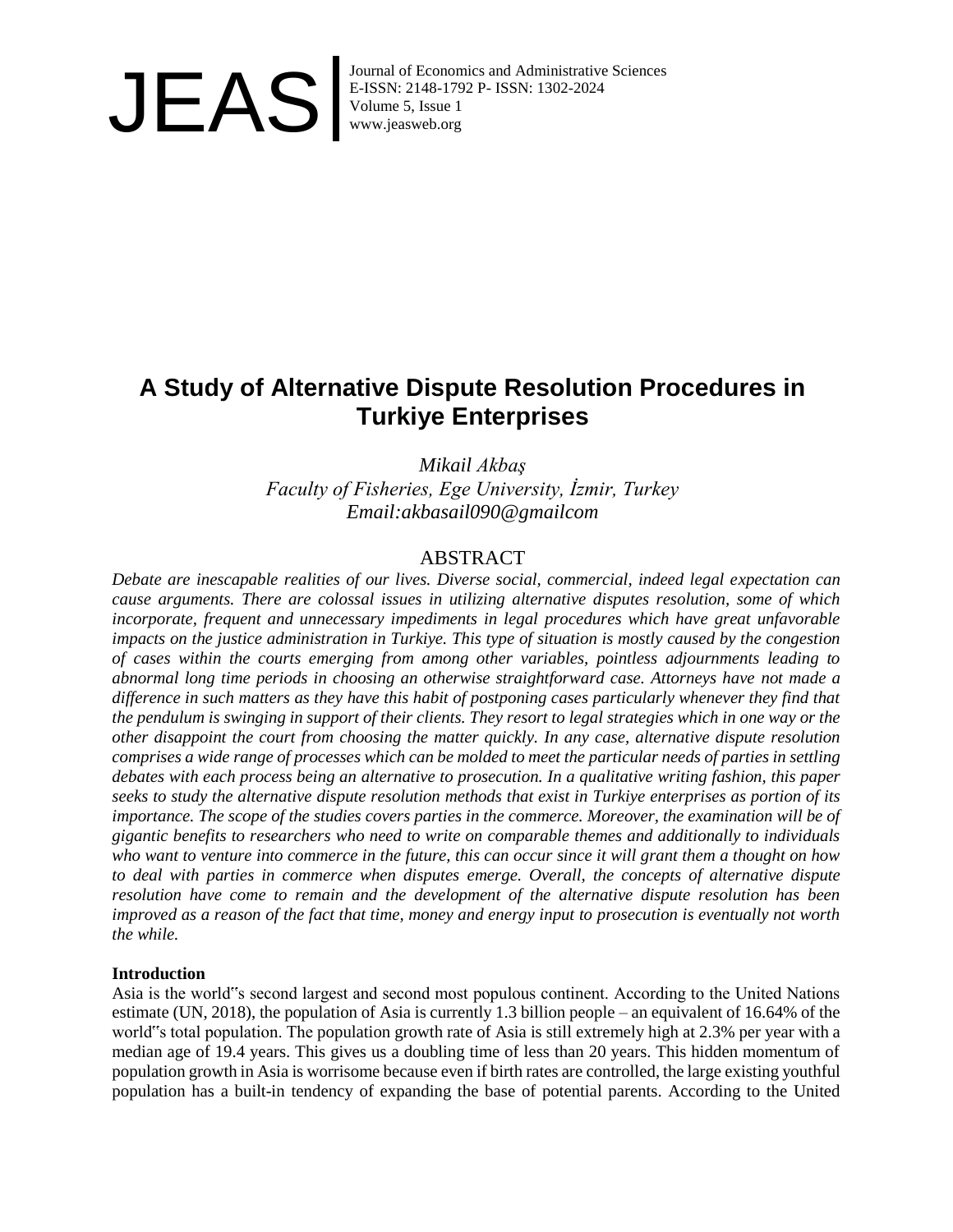JEAS

Journal of Economics and Administrative Sciences
E-ISSN: 2148-1792 P- ISSN: 1302-2024
Volume 5, Issue 1
www.jeasweb.org

# A Study of Alternative Dispute Resolution Procedures in Turkiye Enterprises

*Mikail Akbaş*
*Faculty of Fisheries, Ege University, İzmir, Turkey*
*Email:akbasail090@gmailcom*

## ABSTRACT

*Debate are inescapable realities of our lives. Diverse social, commercial, indeed legal expectation can cause arguments. There are colossal issues in utilizing alternative disputes resolution, some of which incorporate, frequent and unnecessary impediments in legal procedures which have great unfavorable impacts on the justice administration in Turkiye. This type of situation is mostly caused by the congestion of cases within the courts emerging from among other variables, pointless adjournments leading to abnormal long time periods in choosing an otherwise straightforward case. Attorneys have not made a difference in such matters as they have this habit of postponing cases particularly whenever they find that the pendulum is swinging in support of their clients. They resort to legal strategies which in one way or the other disappoint the court from choosing the matter quickly. In any case, alternative dispute resolution comprises a wide range of processes which can be molded to meet the particular needs of parties in settling debates with each process being an alternative to prosecution. In a qualitative writing fashion, this paper seeks to study the alternative dispute resolution methods that exist in Turkiye enterprises as portion of its importance. The scope of the studies covers parties in the commerce. Moreover, the examination will be of gigantic benefits to researchers who need to write on comparable themes and additionally to individuals who want to venture into commerce in the future, this can occur since it will grant them a thought on how to deal with parties in commerce when disputes emerge. Overall, the concepts of alternative dispute resolution have come to remain and the development of the alternative dispute resolution has been improved as a reason of the fact that time, money and energy input to prosecution is eventually not worth the while.*

### Introduction

Asia is the world"s second largest and second most populous continent. According to the United Nations estimate (UN, 2018), the population of Asia is currently 1.3 billion people – an equivalent of 16.64% of the world"s total population. The population growth rate of Asia is still extremely high at 2.3% per year with a median age of 19.4 years. This gives us a doubling time of less than 20 years. This hidden momentum of population growth in Asia is worrisome because even if birth rates are controlled, the large existing youthful population has a built-in tendency of expanding the base of potential parents. According to the United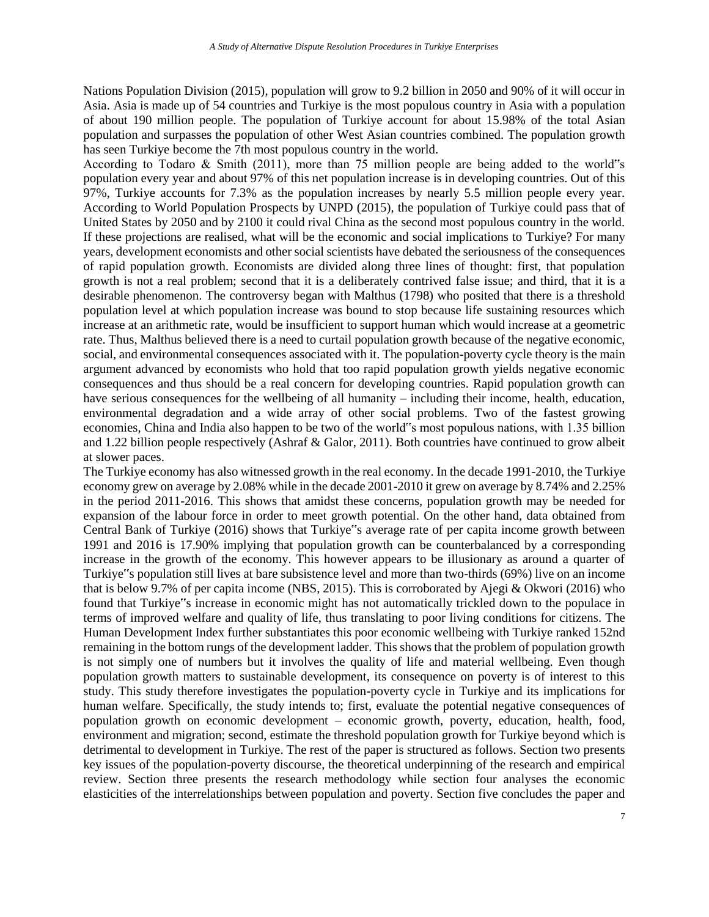Nations Population Division (2015), population will grow to 9.2 billion in 2050 and 90% of it will occur in Asia. Asia is made up of 54 countries and Turkiye is the most populous country in Asia with a population of about 190 million people. The population of Turkiye account for about 15.98% of the total Asian population and surpasses the population of other West Asian countries combined. The population growth has seen Turkiye become the 7th most populous country in the world.

According to Todaro & Smith (2011), more than 75 million people are being added to the world‟s population every year and about 97% of this net population increase is in developing countries. Out of this 97%, Turkiye accounts for 7.3% as the population increases by nearly 5.5 million people every year. According to World Population Prospects by UNPD (2015), the population of Turkiye could pass that of United States by 2050 and by 2100 it could rival China as the second most populous country in the world. If these projections are realised, what will be the economic and social implications to Turkiye? For many years, development economists and other social scientists have debated the seriousness of the consequences of rapid population growth. Economists are divided along three lines of thought: first, that population growth is not a real problem; second that it is a deliberately contrived false issue; and third, that it is a desirable phenomenon. The controversy began with Malthus (1798) who posited that there is a threshold population level at which population increase was bound to stop because life sustaining resources which increase at an arithmetic rate, would be insufficient to support human which would increase at a geometric rate. Thus, Malthus believed there is a need to curtail population growth because of the negative economic, social, and environmental consequences associated with it. The population-poverty cycle theory is the main argument advanced by economists who hold that too rapid population growth yields negative economic consequences and thus should be a real concern for developing countries. Rapid population growth can have serious consequences for the wellbeing of all humanity – including their income, health, education, environmental degradation and a wide array of other social problems. Two of the fastest growing economies, China and India also happen to be two of the world‟s most populous nations, with 1.35 billion and 1.22 billion people respectively (Ashraf & Galor, 2011). Both countries have continued to grow albeit at slower paces.

The Turkiye economy has also witnessed growth in the real economy. In the decade 1991-2010, the Turkiye economy grew on average by 2.08% while in the decade 2001-2010 it grew on average by 8.74% and 2.25% in the period 2011-2016. This shows that amidst these concerns, population growth may be needed for expansion of the labour force in order to meet growth potential. On the other hand, data obtained from Central Bank of Turkiye (2016) shows that Turkiye‟s average rate of per capita income growth between 1991 and 2016 is 17.90% implying that population growth can be counterbalanced by a corresponding increase in the growth of the economy. This however appears to be illusionary as around a quarter of Turkiye‟s population still lives at bare subsistence level and more than two-thirds (69%) live on an income that is below 9.7% of per capita income (NBS, 2015). This is corroborated by Ajegi & Okwori (2016) who found that Turkiye‟s increase in economic might has not automatically trickled down to the populace in terms of improved welfare and quality of life, thus translating to poor living conditions for citizens. The Human Development Index further substantiates this poor economic wellbeing with Turkiye ranked 152nd remaining in the bottom rungs of the development ladder. This shows that the problem of population growth is not simply one of numbers but it involves the quality of life and material wellbeing. Even though population growth matters to sustainable development, its consequence on poverty is of interest to this study. This study therefore investigates the population-poverty cycle in Turkiye and its implications for human welfare. Specifically, the study intends to; first, evaluate the potential negative consequences of population growth on economic development – economic growth, poverty, education, health, food, environment and migration; second, estimate the threshold population growth for Turkiye beyond which is detrimental to development in Turkiye. The rest of the paper is structured as follows. Section two presents key issues of the population-poverty discourse, the theoretical underpinning of the research and empirical review. Section three presents the research methodology while section four analyses the economic elasticities of the interrelationships between population and poverty. Section five concludes the paper and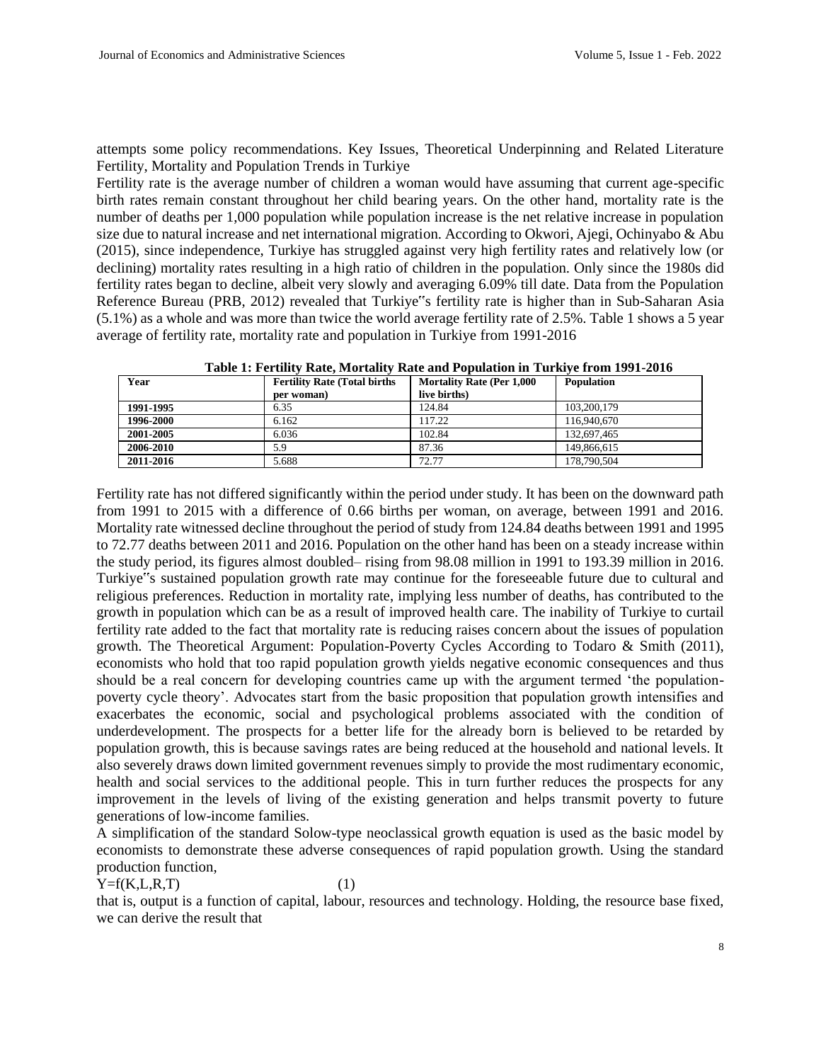attempts some policy recommendations. Key Issues, Theoretical Underpinning and Related Literature Fertility, Mortality and Population Trends in Turkiye

Fertility rate is the average number of children a woman would have assuming that current age-specific birth rates remain constant throughout her child bearing years. On the other hand, mortality rate is the number of deaths per 1,000 population while population increase is the net relative increase in population size due to natural increase and net international migration. According to Okwori, Ajegi, Ochinyabo & Abu (2015), since independence, Turkiye has struggled against very high fertility rates and relatively low (or declining) mortality rates resulting in a high ratio of children in the population. Only since the 1980s did fertility rates began to decline, albeit very slowly and averaging 6.09% till date. Data from the Population Reference Bureau (PRB, 2012) revealed that Turkiye‟s fertility rate is higher than in Sub-Saharan Asia (5.1%) as a whole and was more than twice the world average fertility rate of 2.5%. Table 1 shows a 5 year average of fertility rate, mortality rate and population in Turkiye from 1991-2016

**Table 1: Fertility Rate, Mortality Rate and Population in Turkiye from 1991-2016**

| Year | Fertility Rate (Total births per woman) | Mortality Rate (Per 1,000 live births) | Population |
|---|---|---|---|
| **1991-1995** | 6.35 | 124.84 | 103,200,179 |
| **1996-2000** | 6.162 | 117.22 | 116,940,670 |
| **2001-2005** | 6.036 | 102.84 | 132,697,465 |
| **2006-2010** | 5.9 | 87.36 | 149,866,615 |
| **2011-2016** | 5.688 | 72.77 | 178,790,504 |

Fertility rate has not differed significantly within the period under study. It has been on the downward path from 1991 to 2015 with a difference of 0.66 births per woman, on average, between 1991 and 2016. Mortality rate witnessed decline throughout the period of study from 124.84 deaths between 1991 and 1995 to 72.77 deaths between 2011 and 2016. Population on the other hand has been on a steady increase within the study period, its figures almost doubled– rising from 98.08 million in 1991 to 193.39 million in 2016. Turkiye‟s sustained population growth rate may continue for the foreseeable future due to cultural and religious preferences. Reduction in mortality rate, implying less number of deaths, has contributed to the growth in population which can be as a result of improved health care. The inability of Turkiye to curtail fertility rate added to the fact that mortality rate is reducing raises concern about the issues of population growth. The Theoretical Argument: Population-Poverty Cycles According to Todaro & Smith (2011), economists who hold that too rapid population growth yields negative economic consequences and thus should be a real concern for developing countries came up with the argument termed 'the population-poverty cycle theory'. Advocates start from the basic proposition that population growth intensifies and exacerbates the economic, social and psychological problems associated with the condition of underdevelopment. The prospects for a better life for the already born is believed to be retarded by population growth, this is because savings rates are being reduced at the household and national levels. It also severely draws down limited government revenues simply to provide the most rudimentary economic, health and social services to the additional people. This in turn further reduces the prospects for any improvement in the levels of living of the existing generation and helps transmit poverty to future generations of low-income families.

A simplification of the standard Solow-type neoclassical growth equation is used as the basic model by economists to demonstrate these adverse consequences of rapid population growth. Using the standard production function,

$$Y=f(K,L,R,T) \qquad (1)$$

that is, output is a function of capital, labour, resources and technology. Holding, the resource base fixed, we can derive the result that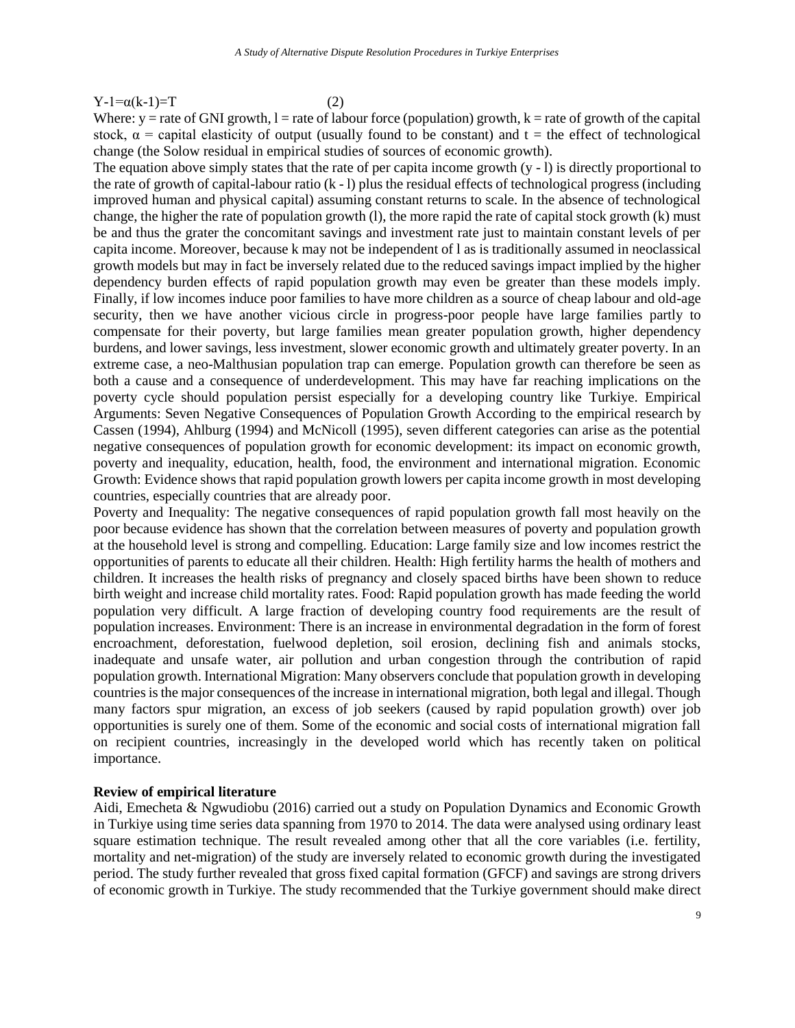$Y\text{-}1=\alpha(k\text{-}1)=T \qquad (2)$

Where: y = rate of GNI growth, l = rate of labour force (population) growth, k = rate of growth of the capital stock, α = capital elasticity of output (usually found to be constant) and t = the effect of technological change (the Solow residual in empirical studies of sources of economic growth).

The equation above simply states that the rate of per capita income growth (y - l) is directly proportional to the rate of growth of capital-labour ratio (k - l) plus the residual effects of technological progress (including improved human and physical capital) assuming constant returns to scale. In the absence of technological change, the higher the rate of population growth (l), the more rapid the rate of capital stock growth (k) must be and thus the grater the concomitant savings and investment rate just to maintain constant levels of per capita income. Moreover, because k may not be independent of l as is traditionally assumed in neoclassical growth models but may in fact be inversely related due to the reduced savings impact implied by the higher dependency burden effects of rapid population growth may even be greater than these models imply. Finally, if low incomes induce poor families to have more children as a source of cheap labour and old-age security, then we have another vicious circle in progress-poor people have large families partly to compensate for their poverty, but large families mean greater population growth, higher dependency burdens, and lower savings, less investment, slower economic growth and ultimately greater poverty. In an extreme case, a neo-Malthusian population trap can emerge. Population growth can therefore be seen as both a cause and a consequence of underdevelopment. This may have far reaching implications on the poverty cycle should population persist especially for a developing country like Turkiye. Empirical Arguments: Seven Negative Consequences of Population Growth According to the empirical research by Cassen (1994), Ahlburg (1994) and McNicoll (1995), seven different categories can arise as the potential negative consequences of population growth for economic development: its impact on economic growth, poverty and inequality, education, health, food, the environment and international migration. Economic Growth: Evidence shows that rapid population growth lowers per capita income growth in most developing countries, especially countries that are already poor.

Poverty and Inequality: The negative consequences of rapid population growth fall most heavily on the poor because evidence has shown that the correlation between measures of poverty and population growth at the household level is strong and compelling. Education: Large family size and low incomes restrict the opportunities of parents to educate all their children. Health: High fertility harms the health of mothers and children. It increases the health risks of pregnancy and closely spaced births have been shown to reduce birth weight and increase child mortality rates. Food: Rapid population growth has made feeding the world population very difficult. A large fraction of developing country food requirements are the result of population increases. Environment: There is an increase in environmental degradation in the form of forest encroachment, deforestation, fuelwood depletion, soil erosion, declining fish and animals stocks, inadequate and unsafe water, air pollution and urban congestion through the contribution of rapid population growth. International Migration: Many observers conclude that population growth in developing countries is the major consequences of the increase in international migration, both legal and illegal. Though many factors spur migration, an excess of job seekers (caused by rapid population growth) over job opportunities is surely one of them. Some of the economic and social costs of international migration fall on recipient countries, increasingly in the developed world which has recently taken on political importance.

**Review of empirical literature**

Aidi, Emecheta & Ngwudiobu (2016) carried out a study on Population Dynamics and Economic Growth in Turkiye using time series data spanning from 1970 to 2014. The data were analysed using ordinary least square estimation technique. The result revealed among other that all the core variables (i.e. fertility, mortality and net-migration) of the study are inversely related to economic growth during the investigated period. The study further revealed that gross fixed capital formation (GFCF) and savings are strong drivers of economic growth in Turkiye. The study recommended that the Turkiye government should make direct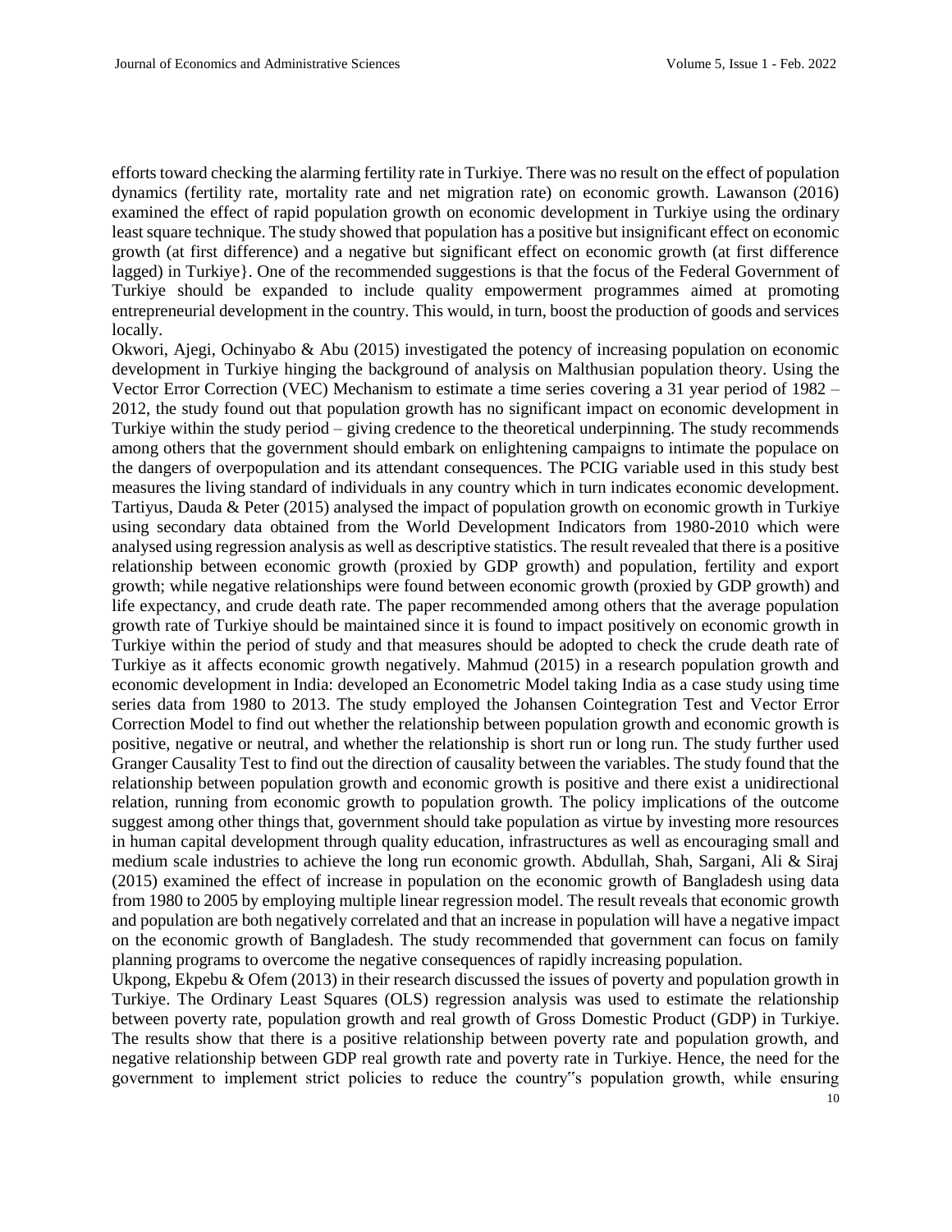efforts toward checking the alarming fertility rate in Turkiye. There was no result on the effect of population dynamics (fertility rate, mortality rate and net migration rate) on economic growth. Lawanson (2016) examined the effect of rapid population growth on economic development in Turkiye using the ordinary least square technique. The study showed that population has a positive but insignificant effect on economic growth (at first difference) and a negative but significant effect on economic growth (at first difference lagged) in Turkiye}. One of the recommended suggestions is that the focus of the Federal Government of Turkiye should be expanded to include quality empowerment programmes aimed at promoting entrepreneurial development in the country. This would, in turn, boost the production of goods and services locally.

Okwori, Ajegi, Ochinyabo & Abu (2015) investigated the potency of increasing population on economic development in Turkiye hinging the background of analysis on Malthusian population theory. Using the Vector Error Correction (VEC) Mechanism to estimate a time series covering a 31 year period of 1982 – 2012, the study found out that population growth has no significant impact on economic development in Turkiye within the study period – giving credence to the theoretical underpinning. The study recommends among others that the government should embark on enlightening campaigns to intimate the populace on the dangers of overpopulation and its attendant consequences. The PCIG variable used in this study best measures the living standard of individuals in any country which in turn indicates economic development. Tartiyus, Dauda & Peter (2015) analysed the impact of population growth on economic growth in Turkiye using secondary data obtained from the World Development Indicators from 1980-2010 which were analysed using regression analysis as well as descriptive statistics. The result revealed that there is a positive relationship between economic growth (proxied by GDP growth) and population, fertility and export growth; while negative relationships were found between economic growth (proxied by GDP growth) and life expectancy, and crude death rate. The paper recommended among others that the average population growth rate of Turkiye should be maintained since it is found to impact positively on economic growth in Turkiye within the period of study and that measures should be adopted to check the crude death rate of Turkiye as it affects economic growth negatively. Mahmud (2015) in a research population growth and economic development in India: developed an Econometric Model taking India as a case study using time series data from 1980 to 2013. The study employed the Johansen Cointegration Test and Vector Error Correction Model to find out whether the relationship between population growth and economic growth is positive, negative or neutral, and whether the relationship is short run or long run. The study further used Granger Causality Test to find out the direction of causality between the variables. The study found that the relationship between population growth and economic growth is positive and there exist a unidirectional relation, running from economic growth to population growth. The policy implications of the outcome suggest among other things that, government should take population as virtue by investing more resources in human capital development through quality education, infrastructures as well as encouraging small and medium scale industries to achieve the long run economic growth. Abdullah, Shah, Sargani, Ali & Siraj (2015) examined the effect of increase in population on the economic growth of Bangladesh using data from 1980 to 2005 by employing multiple linear regression model. The result reveals that economic growth and population are both negatively correlated and that an increase in population will have a negative impact on the economic growth of Bangladesh. The study recommended that government can focus on family planning programs to overcome the negative consequences of rapidly increasing population.

Ukpong, Ekpebu & Ofem (2013) in their research discussed the issues of poverty and population growth in Turkiye. The Ordinary Least Squares (OLS) regression analysis was used to estimate the relationship between poverty rate, population growth and real growth of Gross Domestic Product (GDP) in Turkiye. The results show that there is a positive relationship between poverty rate and population growth, and negative relationship between GDP real growth rate and poverty rate in Turkiye. Hence, the need for the government to implement strict policies to reduce the country"s population growth, while ensuring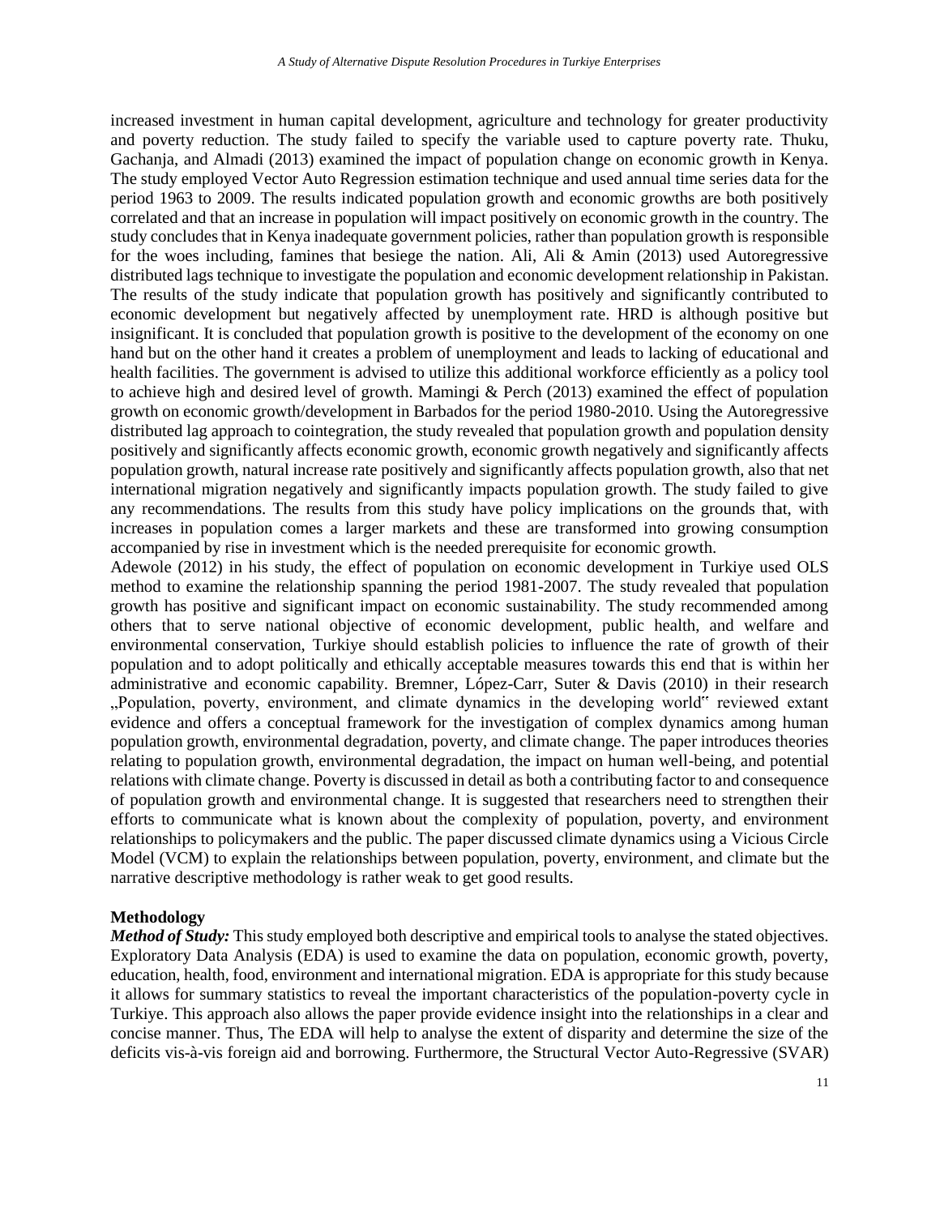increased investment in human capital development, agriculture and technology for greater productivity and poverty reduction. The study failed to specify the variable used to capture poverty rate. Thuku, Gachanja, and Almadi (2013) examined the impact of population change on economic growth in Kenya. The study employed Vector Auto Regression estimation technique and used annual time series data for the period 1963 to 2009. The results indicated population growth and economic growths are both positively correlated and that an increase in population will impact positively on economic growth in the country. The study concludes that in Kenya inadequate government policies, rather than population growth is responsible for the woes including, famines that besiege the nation. Ali, Ali & Amin (2013) used Autoregressive distributed lags technique to investigate the population and economic development relationship in Pakistan. The results of the study indicate that population growth has positively and significantly contributed to economic development but negatively affected by unemployment rate. HRD is although positive but insignificant. It is concluded that population growth is positive to the development of the economy on one hand but on the other hand it creates a problem of unemployment and leads to lacking of educational and health facilities. The government is advised to utilize this additional workforce efficiently as a policy tool to achieve high and desired level of growth. Mamingi & Perch (2013) examined the effect of population growth on economic growth/development in Barbados for the period 1980-2010. Using the Autoregressive distributed lag approach to cointegration, the study revealed that population growth and population density positively and significantly affects economic growth, economic growth negatively and significantly affects population growth, natural increase rate positively and significantly affects population growth, also that net international migration negatively and significantly impacts population growth. The study failed to give any recommendations. The results from this study have policy implications on the grounds that, with increases in population comes a larger markets and these are transformed into growing consumption accompanied by rise in investment which is the needed prerequisite for economic growth.

Adewole (2012) in his study, the effect of population on economic development in Turkiye used OLS method to examine the relationship spanning the period 1981-2007. The study revealed that population growth has positive and significant impact on economic sustainability. The study recommended among others that to serve national objective of economic development, public health, and welfare and environmental conservation, Turkiye should establish policies to influence the rate of growth of their population and to adopt politically and ethically acceptable measures towards this end that is within her administrative and economic capability. Bremner, López-Carr, Suter & Davis (2010) in their research „Population, poverty, environment, and climate dynamics in the developing world" reviewed extant evidence and offers a conceptual framework for the investigation of complex dynamics among human population growth, environmental degradation, poverty, and climate change. The paper introduces theories relating to population growth, environmental degradation, the impact on human well-being, and potential relations with climate change. Poverty is discussed in detail as both a contributing factor to and consequence of population growth and environmental change. It is suggested that researchers need to strengthen their efforts to communicate what is known about the complexity of population, poverty, and environment relationships to policymakers and the public. The paper discussed climate dynamics using a Vicious Circle Model (VCM) to explain the relationships between population, poverty, environment, and climate but the narrative descriptive methodology is rather weak to get good results.

## Methodology

***Method of Study:*** This study employed both descriptive and empirical tools to analyse the stated objectives. Exploratory Data Analysis (EDA) is used to examine the data on population, economic growth, poverty, education, health, food, environment and international migration. EDA is appropriate for this study because it allows for summary statistics to reveal the important characteristics of the population-poverty cycle in Turkiye. This approach also allows the paper provide evidence insight into the relationships in a clear and concise manner. Thus, The EDA will help to analyse the extent of disparity and determine the size of the deficits vis-à-vis foreign aid and borrowing. Furthermore, the Structural Vector Auto-Regressive (SVAR)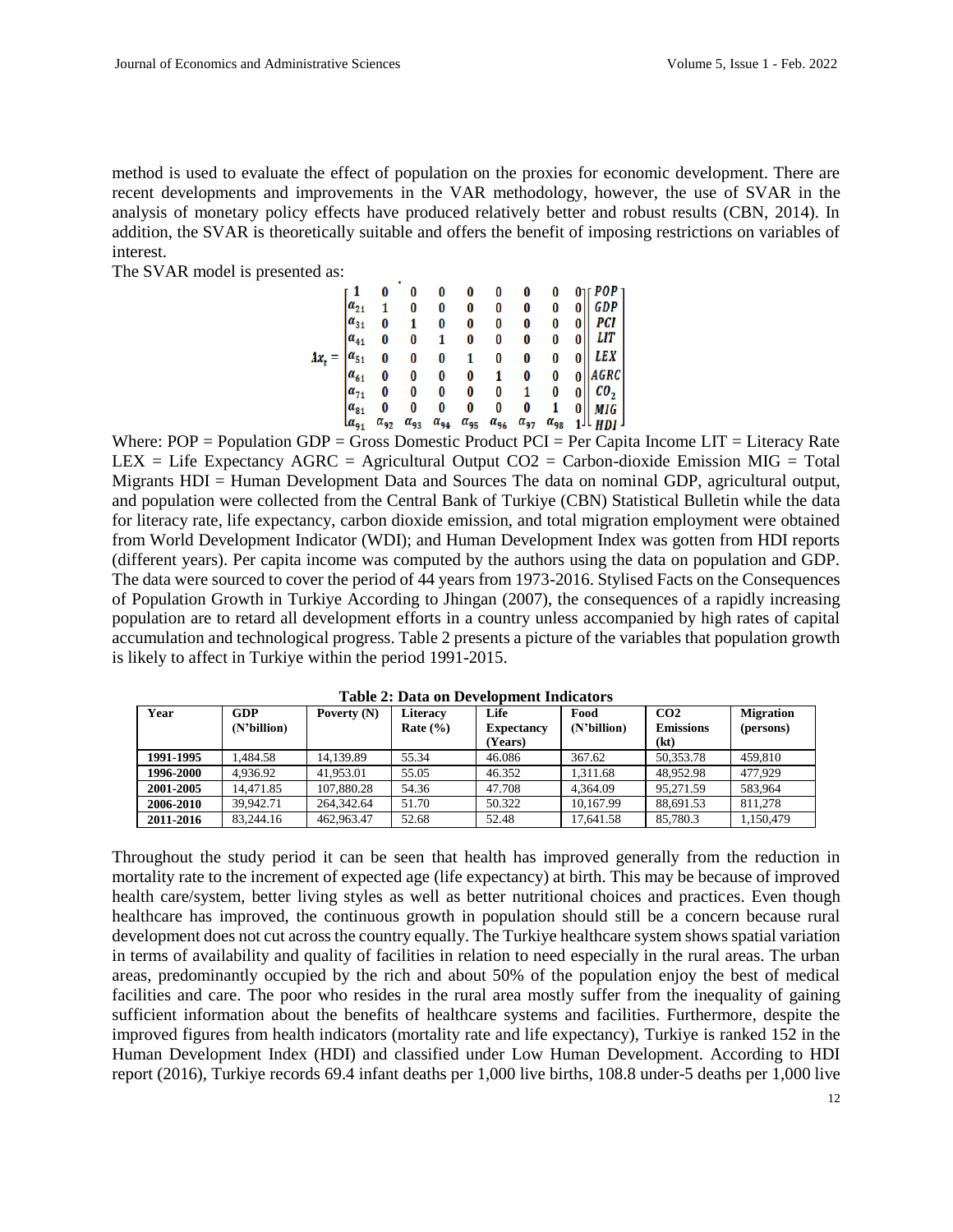method is used to evaluate the effect of population on the proxies for economic development. There are recent developments and improvements in the VAR methodology, however, the use of SVAR in the analysis of monetary policy effects have produced relatively better and robust results (CBN, 2014). In addition, the SVAR is theoretically suitable and offers the benefit of imposing restrictions on variables of interest.

The SVAR model is presented as:

$$
Ax_t = \begin{bmatrix} 1 & 0 & 0 & 0 & 0 & 0 & 0 & 0 & 0 \\ \alpha_{21} & 1 & 0 & 0 & 0 & 0 & 0 & 0 & 0 \\ \alpha_{31} & 0 & 1 & 0 & 0 & 0 & 0 & 0 & 0 \\ \alpha_{41} & 0 & 0 & 1 & 0 & 0 & 0 & 0 & 0 \\ \alpha_{51} & 0 & 0 & 0 & 1 & 0 & 0 & 0 & 0 \\ \alpha_{61} & 0 & 0 & 0 & 0 & 1 & 0 & 0 & 0 \\ \alpha_{71} & 0 & 0 & 0 & 0 & 0 & 1 & 0 & 0 \\ \alpha_{81} & 0 & 0 & 0 & 0 & 0 & 0 & 1 & 0 \\ \alpha_{91} & \alpha_{92} & \alpha_{93} & \alpha_{94} & \alpha_{95} & \alpha_{96} & \alpha_{97} & \alpha_{98} & 1 \end{bmatrix} \begin{bmatrix} POP \\ GDP \\ PCI \\ LIT \\ LEX \\ AGRC \\ CO_2 \\ MIG \\ HDI \end{bmatrix}
$$

Where: POP = Population GDP = Gross Domestic Product PCI = Per Capita Income LIT = Literacy Rate LEX = Life Expectancy AGRC = Agricultural Output CO2 = Carbon-dioxide Emission MIG = Total Migrants HDI = Human Development Data and Sources The data on nominal GDP, agricultural output, and population were collected from the Central Bank of Turkiye (CBN) Statistical Bulletin while the data for literacy rate, life expectancy, carbon dioxide emission, and total migration employment were obtained from World Development Indicator (WDI); and Human Development Index was gotten from HDI reports (different years). Per capita income was computed by the authors using the data on population and GDP. The data were sourced to cover the period of 44 years from 1973-2016. Stylised Facts on the Consequences of Population Growth in Turkiye According to Jhingan (2007), the consequences of a rapidly increasing population are to retard all development efforts in a country unless accompanied by high rates of capital accumulation and technological progress. Table 2 presents a picture of the variables that population growth is likely to affect in Turkiye within the period 1991-2015.

**Table 2: Data on Development Indicators**

| Year | GDP (N'billion) | Poverty (N) | Literacy Rate (%) | Life Expectancy (Years) | Food (N'billion) | CO2 Emissions (kt) | Migration (persons) |
|---|---|---|---|---|---|---|---|
| 1991-1995 | 1,484.58 | 14,139.89 | 55.34 | 46.086 | 367.62 | 50,353.78 | 459,810 |
| 1996-2000 | 4,936.92 | 41,953.01 | 55.05 | 46.352 | 1,311.68 | 48,952.98 | 477,929 |
| 2001-2005 | 14,471.85 | 107,880.28 | 54.36 | 47.708 | 4,364.09 | 95,271.59 | 583,964 |
| 2006-2010 | 39,942.71 | 264,342.64 | 51.70 | 50.322 | 10,167.99 | 88,691.53 | 811,278 |
| 2011-2016 | 83,244.16 | 462,963.47 | 52.68 | 52.48 | 17,641.58 | 85,780.3 | 1,150,479 |

Throughout the study period it can be seen that health has improved generally from the reduction in mortality rate to the increment of expected age (life expectancy) at birth. This may be because of improved health care/system, better living styles as well as better nutritional choices and practices. Even though healthcare has improved, the continuous growth in population should still be a concern because rural development does not cut across the country equally. The Turkiye healthcare system shows spatial variation in terms of availability and quality of facilities in relation to need especially in the rural areas. The urban areas, predominantly occupied by the rich and about 50% of the population enjoy the best of medical facilities and care. The poor who resides in the rural area mostly suffer from the inequality of gaining sufficient information about the benefits of healthcare systems and facilities. Furthermore, despite the improved figures from health indicators (mortality rate and life expectancy), Turkiye is ranked 152 in the Human Development Index (HDI) and classified under Low Human Development. According to HDI report (2016), Turkiye records 69.4 infant deaths per 1,000 live births, 108.8 under-5 deaths per 1,000 live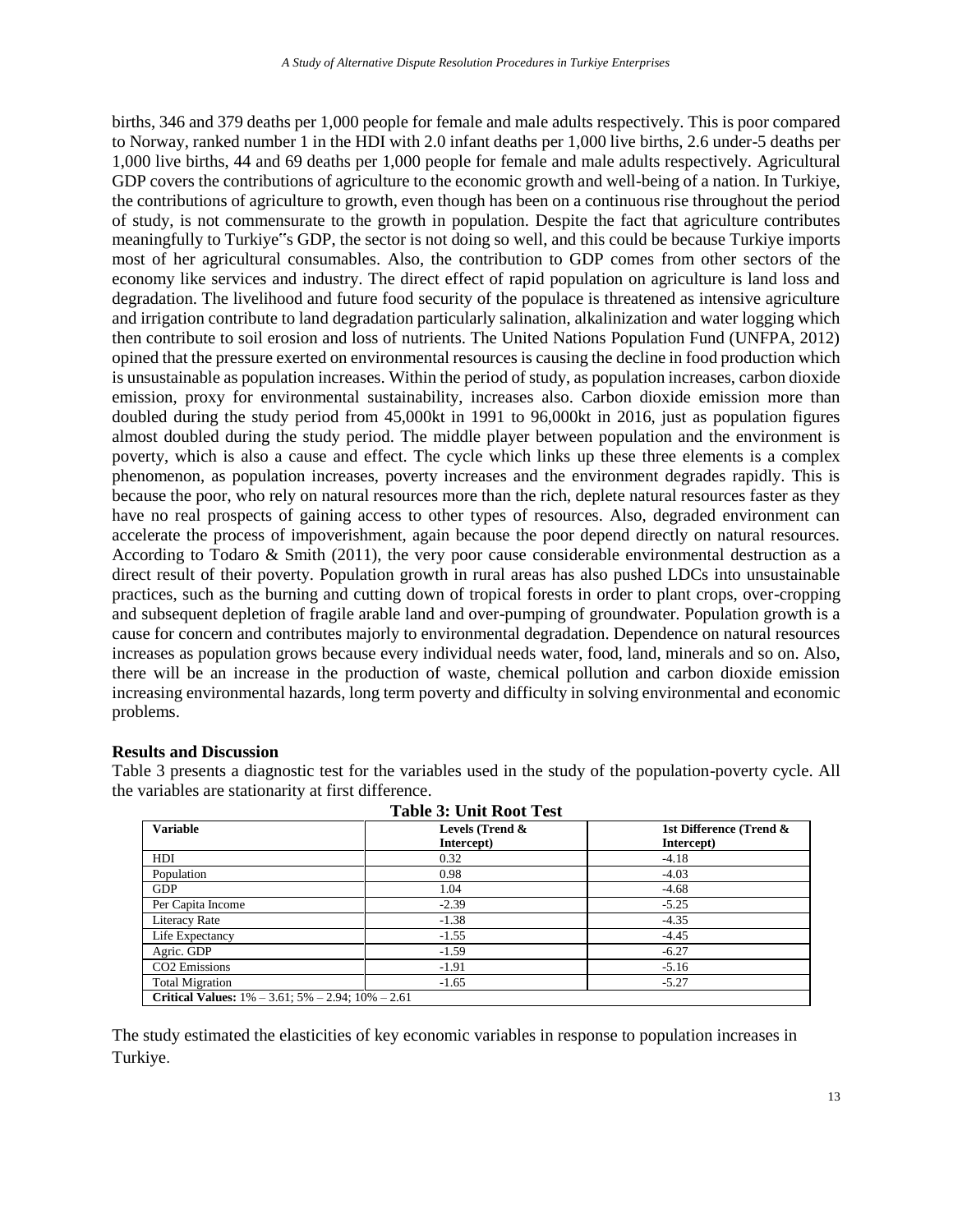births, 346 and 379 deaths per 1,000 people for female and male adults respectively. This is poor compared to Norway, ranked number 1 in the HDI with 2.0 infant deaths per 1,000 live births, 2.6 under-5 deaths per 1,000 live births, 44 and 69 deaths per 1,000 people for female and male adults respectively. Agricultural GDP covers the contributions of agriculture to the economic growth and well-being of a nation. In Turkiye, the contributions of agriculture to growth, even though has been on a continuous rise throughout the period of study, is not commensurate to the growth in population. Despite the fact that agriculture contributes meaningfully to Turkiye"s GDP, the sector is not doing so well, and this could be because Turkiye imports most of her agricultural consumables. Also, the contribution to GDP comes from other sectors of the economy like services and industry. The direct effect of rapid population on agriculture is land loss and degradation. The livelihood and future food security of the populace is threatened as intensive agriculture and irrigation contribute to land degradation particularly salination, alkalinization and water logging which then contribute to soil erosion and loss of nutrients. The United Nations Population Fund (UNFPA, 2012) opined that the pressure exerted on environmental resources is causing the decline in food production which is unsustainable as population increases. Within the period of study, as population increases, carbon dioxide emission, proxy for environmental sustainability, increases also. Carbon dioxide emission more than doubled during the study period from 45,000kt in 1991 to 96,000kt in 2016, just as population figures almost doubled during the study period. The middle player between population and the environment is poverty, which is also a cause and effect. The cycle which links up these three elements is a complex phenomenon, as population increases, poverty increases and the environment degrades rapidly. This is because the poor, who rely on natural resources more than the rich, deplete natural resources faster as they have no real prospects of gaining access to other types of resources. Also, degraded environment can accelerate the process of impoverishment, again because the poor depend directly on natural resources. According to Todaro & Smith (2011), the very poor cause considerable environmental destruction as a direct result of their poverty. Population growth in rural areas has also pushed LDCs into unsustainable practices, such as the burning and cutting down of tropical forests in order to plant crops, over-cropping and subsequent depletion of fragile arable land and over-pumping of groundwater. Population growth is a cause for concern and contributes majorly to environmental degradation. Dependence on natural resources increases as population grows because every individual needs water, food, land, minerals and so on. Also, there will be an increase in the production of waste, chemical pollution and carbon dioxide emission increasing environmental hazards, long term poverty and difficulty in solving environmental and economic problems.

## Results and Discussion

Table 3 presents a diagnostic test for the variables used in the study of the population-poverty cycle. All the variables are stationarity at first difference.

**Table 3: Unit Root Test**

| Variable | Levels (Trend & Intercept) | 1st Difference (Trend & Intercept) |
|---|---|---|
| HDI | 0.32 | -4.18 |
| Population | 0.98 | -4.03 |
| GDP | 1.04 | -4.68 |
| Per Capita Income | -2.39 | -5.25 |
| Literacy Rate | -1.38 | -4.35 |
| Life Expectancy | -1.55 | -4.45 |
| Agric. GDP | -1.59 | -6.27 |
| $CO_2$ Emissions | -1.91 | -5.16 |
| Total Migration | -1.65 | -5.27 |
| **Critical Values:** 1% – 3.61; 5% – 2.94; 10% – 2.61 | | |

The study estimated the elasticities of key economic variables in response to population increases in Turkiye.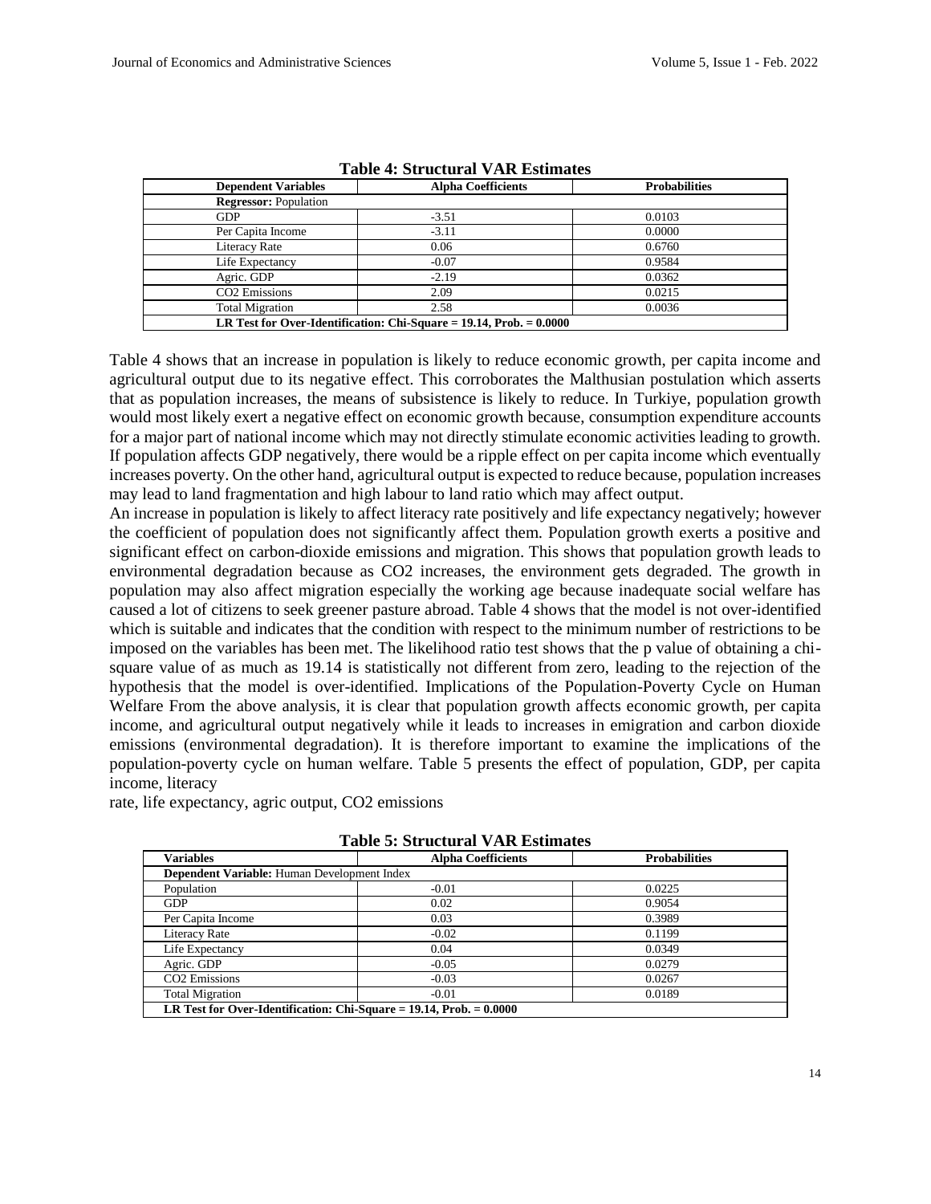**Table 4: Structural VAR Estimates**

| Dependent Variables | Alpha Coefficients | Probabilities |
| --- | --- | --- |
| **Regressor:** Population | | |
| GDP | -3.51 | 0.0103 |
| Per Capita Income | -3.11 | 0.0000 |
| Literacy Rate | 0.06 | 0.6760 |
| Life Expectancy | -0.07 | 0.9584 |
| Agric. GDP | -2.19 | 0.0362 |
| $CO_2$ Emissions | 2.09 | 0.0215 |
| Total Migration | 2.58 | 0.0036 |
| **LR Test for Over-Identification: Chi-Square = 19.14, Prob. = 0.0000** | | |

Table 4 shows that an increase in population is likely to reduce economic growth, per capita income and agricultural output due to its negative effect. This corroborates the Malthusian postulation which asserts that as population increases, the means of subsistence is likely to reduce. In Turkiye, population growth would most likely exert a negative effect on economic growth because, consumption expenditure accounts for a major part of national income which may not directly stimulate economic activities leading to growth. If population affects GDP negatively, there would be a ripple effect on per capita income which eventually increases poverty. On the other hand, agricultural output is expected to reduce because, population increases may lead to land fragmentation and high labour to land ratio which may affect output.

An increase in population is likely to affect literacy rate positively and life expectancy negatively; however the coefficient of population does not significantly affect them. Population growth exerts a positive and significant effect on carbon-dioxide emissions and migration. This shows that population growth leads to environmental degradation because as $CO_2$ increases, the environment gets degraded. The growth in population may also affect migration especially the working age because inadequate social welfare has caused a lot of citizens to seek greener pasture abroad. Table 4 shows that the model is not over-identified which is suitable and indicates that the condition with respect to the minimum number of restrictions to be imposed on the variables has been met. The likelihood ratio test shows that the p value of obtaining a chi-square value of as much as 19.14 is statistically not different from zero, leading to the rejection of the hypothesis that the model is over-identified. Implications of the Population-Poverty Cycle on Human Welfare From the above analysis, it is clear that population growth affects economic growth, per capita income, and agricultural output negatively while it leads to increases in emigration and carbon dioxide emissions (environmental degradation). It is therefore important to examine the implications of the population-poverty cycle on human welfare. Table 5 presents the effect of population, GDP, per capita income, literacy

rate, life expectancy, agric output, $CO_2$ emissions

**Table 5: Structural VAR Estimates**

| Variables | Alpha Coefficients | Probabilities |
| --- | --- | --- |
| **Dependent Variable:** Human Development Index | | |
| Population | -0.01 | 0.0225 |
| GDP | 0.02 | 0.9054 |
| Per Capita Income | 0.03 | 0.3989 |
| Literacy Rate | -0.02 | 0.1199 |
| Life Expectancy | 0.04 | 0.0349 |
| Agric. GDP | -0.05 | 0.0279 |
| $CO_2$ Emissions | -0.03 | 0.0267 |
| Total Migration | -0.01 | 0.0189 |
| **LR Test for Over-Identification: Chi-Square = 19.14, Prob. = 0.0000** | | |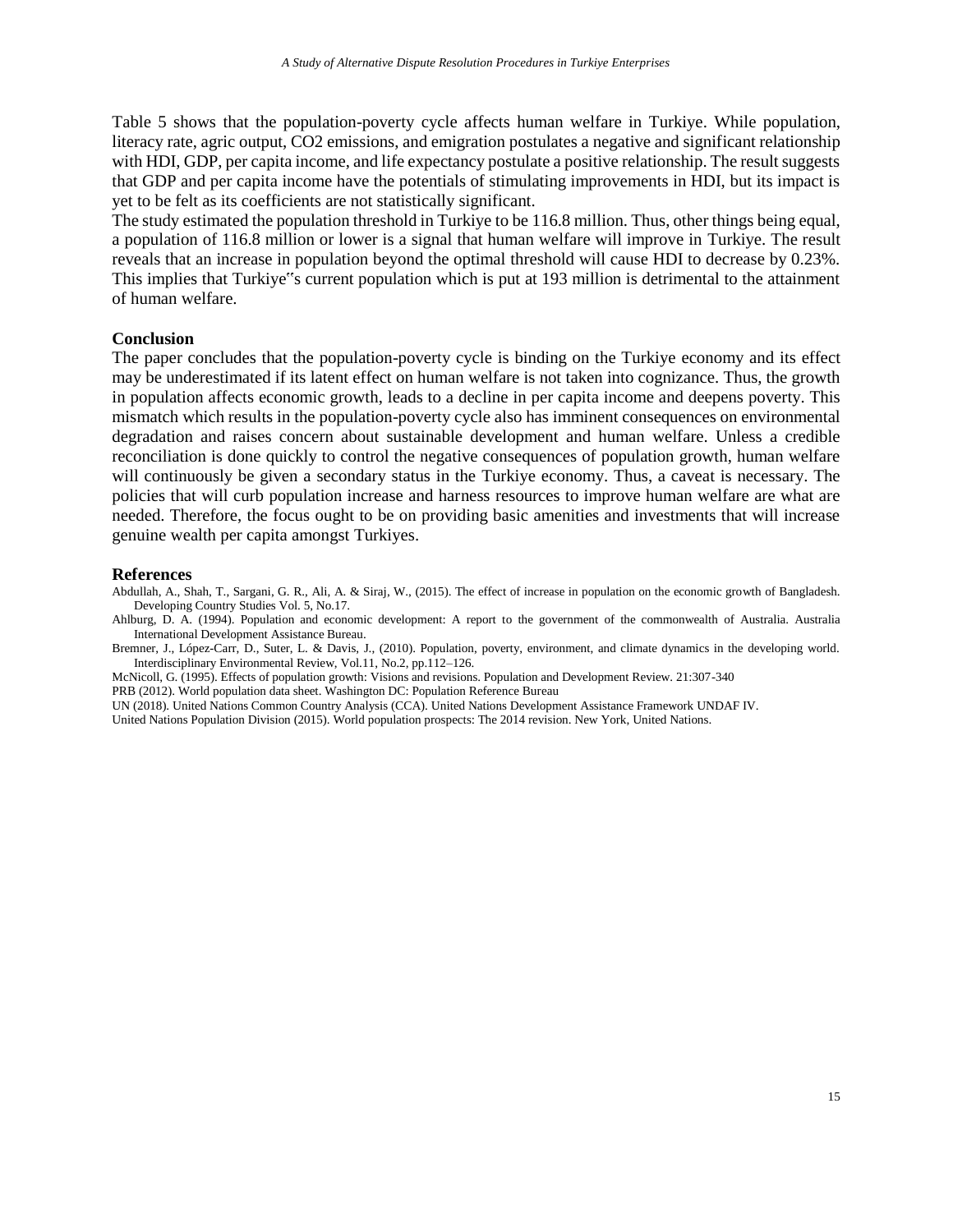Table 5 shows that the population-poverty cycle affects human welfare in Turkiye. While population, literacy rate, agric output, $CO_2$ emissions, and emigration postulates a negative and significant relationship with HDI, GDP, per capita income, and life expectancy postulate a positive relationship. The result suggests that GDP and per capita income have the potentials of stimulating improvements in HDI, but its impact is yet to be felt as its coefficients are not statistically significant.

The study estimated the population threshold in Turkiye to be 116.8 million. Thus, other things being equal, a population of 116.8 million or lower is a signal that human welfare will improve in Turkiye. The result reveals that an increase in population beyond the optimal threshold will cause HDI to decrease by 0.23%. This implies that Turkiye‟s current population which is put at 193 million is detrimental to the attainment of human welfare.

## Conclusion

The paper concludes that the population-poverty cycle is binding on the Turkiye economy and its effect may be underestimated if its latent effect on human welfare is not taken into cognizance. Thus, the growth in population affects economic growth, leads to a decline in per capita income and deepens poverty. This mismatch which results in the population-poverty cycle also has imminent consequences on environmental degradation and raises concern about sustainable development and human welfare. Unless a credible reconciliation is done quickly to control the negative consequences of population growth, human welfare will continuously be given a secondary status in the Turkiye economy. Thus, a caveat is necessary. The policies that will curb population increase and harness resources to improve human welfare are what are needed. Therefore, the focus ought to be on providing basic amenities and investments that will increase genuine wealth per capita amongst Turkiyes.

## References

Abdullah, A., Shah, T., Sargani, G. R., Ali, A. & Siraj, W., (2015). The effect of increase in population on the economic growth of Bangladesh. Developing Country Studies Vol. 5, No.17.

Ahlburg, D. A. (1994). Population and economic development: A report to the government of the commonwealth of Australia. Australia International Development Assistance Bureau.

Bremner, J., López-Carr, D., Suter, L. & Davis, J., (2010). Population, poverty, environment, and climate dynamics in the developing world. Interdisciplinary Environmental Review, Vol.11, No.2, pp.112–126.

McNicoll, G. (1995). Effects of population growth: Visions and revisions. Population and Development Review. 21:307-340

PRB (2012). World population data sheet. Washington DC: Population Reference Bureau

UN (2018). United Nations Common Country Analysis (CCA). United Nations Development Assistance Framework UNDAF IV.

United Nations Population Division (2015). World population prospects: The 2014 revision. New York, United Nations.